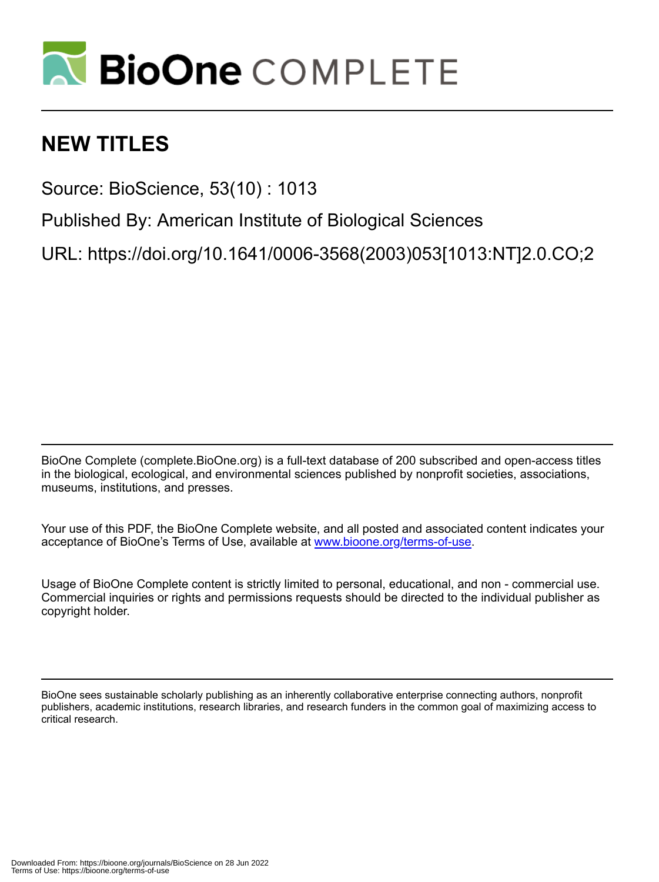BioOne COMPLETE

# NEW TITLES

Source: BioScience, 53(10) : 1013

Published By: American Institute of Biological Sciences

URL: https://doi.org/10.1641/0006-3568(2003)053[1013:NT]2.0.CO;2

BioOne Complete (complete.BioOne.org) is a full-text database of 200 subscribed and open-access titles in the biological, ecological, and environmental sciences published by nonprofit societies, associations, museums, institutions, and presses.

Your use of this PDF, the BioOne Complete website, and all posted and associated content indicates your acceptance of BioOne's Terms of Use, available at www.bioone.org/terms-of-use.

Usage of BioOne Complete content is strictly limited to personal, educational, and non - commercial use. Commercial inquiries or rights and permissions requests should be directed to the individual publisher as copyright holder.

BioOne sees sustainable scholarly publishing as an inherently collaborative enterprise connecting authors, nonprofit publishers, academic institutions, research libraries, and research funders in the common goal of maximizing access to critical research.

Downloaded From: https://bioone.org/journals/BioScience on 28 Jun 2022
Terms of Use: https://bioone.org/terms-of-use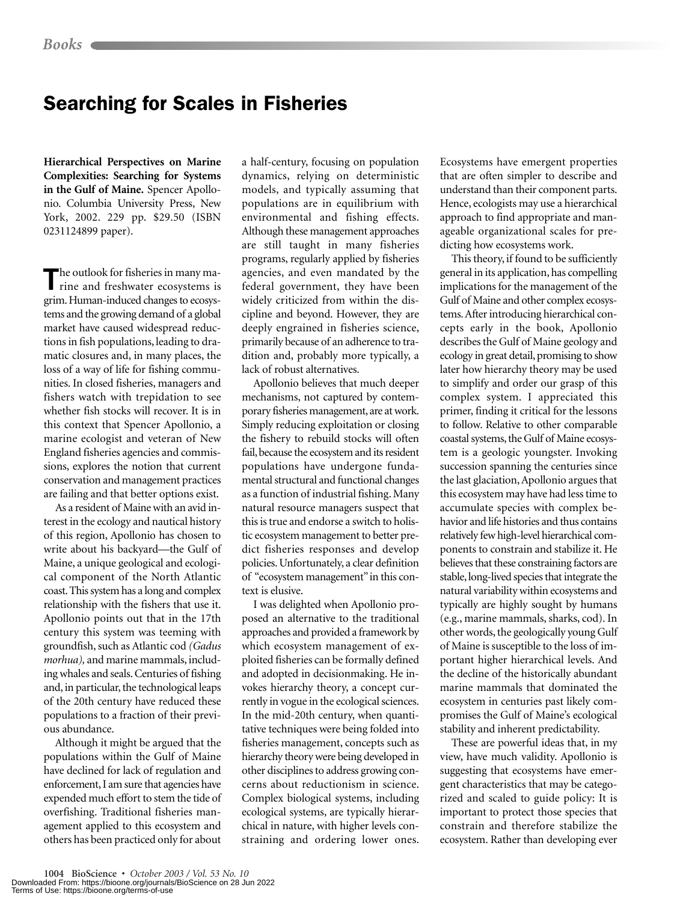# Searching for Scales in Fisheries

**Hierarchical Perspectives on Marine Complexities: Searching for Systems in the Gulf of Maine.** Spencer Apollonio. Columbia University Press, New York, 2002. 229 pp. $29.50 (ISBN 0231124899 paper).

The outlook for fisheries in many marine and freshwater ecosystems is grim. Human-induced changes to ecosystems and the growing demand of a global market have caused widespread reductions in fish populations, leading to dramatic closures and, in many places, the loss of a way of life for fishing communities. In closed fisheries, managers and fishers watch with trepidation to see whether fish stocks will recover. It is in this context that Spencer Apollonio, a marine ecologist and veteran of New England fisheries agencies and commissions, explores the notion that current conservation and management practices are failing and that better options exist.

As a resident of Maine with an avid interest in the ecology and nautical history of this region, Apollonio has chosen to write about his backyard—the Gulf of Maine, a unique geological and ecological component of the North Atlantic coast. This system has a long and complex relationship with the fishers that use it. Apollonio points out that in the 17th century this system was teeming with groundfish, such as Atlantic cod *(Gadus morhua),* and marine mammals, including whales and seals. Centuries of fishing and, in particular, the technological leaps of the 20th century have reduced these populations to a fraction of their previous abundance.

Although it might be argued that the populations within the Gulf of Maine have declined for lack of regulation and enforcement, I am sure that agencies have expended much effort to stem the tide of overfishing. Traditional fisheries management applied to this ecosystem and others has been practiced only for about a half-century, focusing on population dynamics, relying on deterministic models, and typically assuming that populations are in equilibrium with environmental and fishing effects. Although these management approaches are still taught in many fisheries programs, regularly applied by fisheries agencies, and even mandated by the federal government, they have been widely criticized from within the discipline and beyond. However, they are deeply engrained in fisheries science, primarily because of an adherence to tradition and, probably more typically, a lack of robust alternatives.

Apollonio believes that much deeper mechanisms, not captured by contemporary fisheries management, are at work. Simply reducing exploitation or closing the fishery to rebuild stocks will often fail, because the ecosystem and its resident populations have undergone fundamental structural and functional changes as a function of industrial fishing. Many natural resource managers suspect that this is true and endorse a switch to holistic ecosystem management to better predict fisheries responses and develop policies. Unfortunately, a clear definition of "ecosystem management" in this context is elusive.

I was delighted when Apollonio proposed an alternative to the traditional approaches and provided a framework by which ecosystem management of exploited fisheries can be formally defined and adopted in decisionmaking. He invokes hierarchy theory, a concept currently in vogue in the ecological sciences. In the mid-20th century, when quantitative techniques were being folded into fisheries management, concepts such as hierarchy theory were being developed in other disciplines to address growing concerns about reductionism in science. Complex biological systems, including ecological systems, are typically hierarchical in nature, with higher levels constraining and ordering lower ones. Ecosystems have emergent properties that are often simpler to describe and understand than their component parts. Hence, ecologists may use a hierarchical approach to find appropriate and manageable organizational scales for predicting how ecosystems work.

This theory, if found to be sufficiently general in its application, has compelling implications for the management of the Gulf of Maine and other complex ecosystems. After introducing hierarchical concepts early in the book, Apollonio describes the Gulf of Maine geology and ecology in great detail, promising to show later how hierarchy theory may be used to simplify and order our grasp of this complex system. I appreciated this primer, finding it critical for the lessons to follow. Relative to other comparable coastal systems, the Gulf of Maine ecosystem is a geologic youngster. Invoking succession spanning the centuries since the last glaciation, Apollonio argues that this ecosystem may have had less time to accumulate species with complex behavior and life histories and thus contains relatively few high-level hierarchical components to constrain and stabilize it. He believes that these constraining factors are stable, long-lived species that integrate the natural variability within ecosystems and typically are highly sought by humans (e.g., marine mammals, sharks, cod). In other words, the geologically young Gulf of Maine is susceptible to the loss of important higher hierarchical levels. And the decline of the historically abundant marine mammals that dominated the ecosystem in centuries past likely compromises the Gulf of Maine's ecological stability and inherent predictability.

These are powerful ideas that, in my view, have much validity. Apollonio is suggesting that ecosystems have emergent characteristics that may be categorized and scaled to guide policy: It is important to protect those species that constrain and therefore stabilize the ecosystem. Rather than developing ever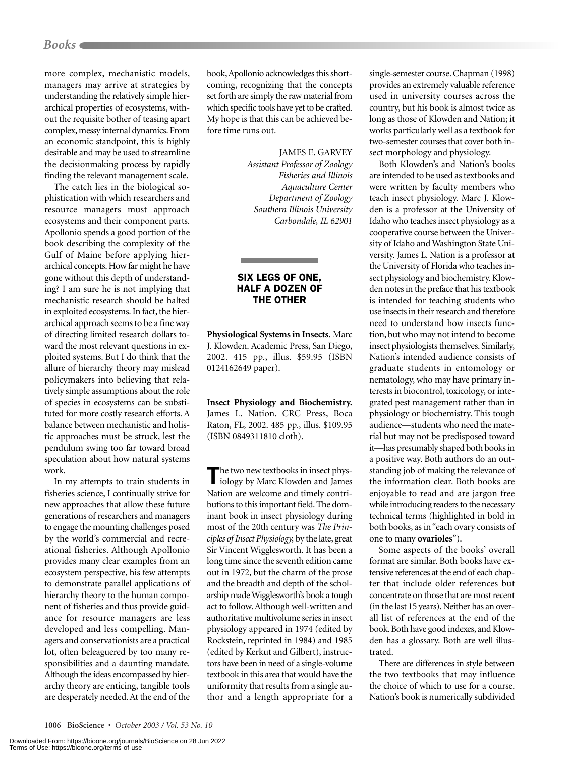more complex, mechanistic models, managers may arrive at strategies by understanding the relatively simple hierarchical properties of ecosystems, without the requisite bother of teasing apart complex, messy internal dynamics. From an economic standpoint, this is highly desirable and may be used to streamline the decisionmaking process by rapidly finding the relevant management scale.

The catch lies in the biological sophistication with which researchers and resource managers must approach ecosystems and their component parts. Apollonio spends a good portion of the book describing the complexity of the Gulf of Maine before applying hierarchical concepts. How far might he have gone without this depth of understanding? I am sure he is not implying that mechanistic research should be halted in exploited ecosystems. In fact, the hierarchical approach seems to be a fine way of directing limited research dollars toward the most relevant questions in exploited systems. But I do think that the allure of hierarchy theory may mislead policymakers into believing that relatively simple assumptions about the role of species in ecosystems can be substituted for more costly research efforts. A balance between mechanistic and holistic approaches must be struck, lest the pendulum swing too far toward broad speculation about how natural systems work.

In my attempts to train students in fisheries science, I continually strive for new approaches that allow these future generations of researchers and managers to engage the mounting challenges posed by the world's commercial and recreational fisheries. Although Apollonio provides many clear examples from an ecosystem perspective, his few attempts to demonstrate parallel applications of hierarchy theory to the human component of fisheries and thus provide guidance for resource managers are less developed and less compelling. Managers and conservationists are a practical lot, often beleaguered by too many responsibilities and a daunting mandate. Although the ideas encompassed by hierarchy theory are enticing, tangible tools are desperately needed. At the end of the book, Apollonio acknowledges this shortcoming, recognizing that the concepts set forth are simply the raw material from which specific tools have yet to be crafted. My hope is that this can be achieved before time runs out.

JAMES E. GARVEY
*Assistant Professor of Zoology*
*Fisheries and Illinois*
*Aquaculture Center*
*Department of Zoology*
*Southern Illinois University*
*Carbondale, IL 62901*

## SIX LEGS OF ONE, HALF A DOZEN OF THE OTHER

**Physiological Systems in Insects.** Marc J. Klowden. Academic Press, San Diego, 2002. 415 pp., illus. $59.95 (ISBN 0124162649 paper).

**Insect Physiology and Biochemistry.** James L. Nation. CRC Press, Boca Raton, FL, 2002. 485 pp., illus. $109.95 (ISBN 0849311810 cloth).

The two new textbooks in insect physiology by Marc Klowden and James Nation are welcome and timely contributions to this important field. The dominant book in insect physiology during most of the 20th century was *The Principles of Insect Physiology,* by the late, great Sir Vincent Wigglesworth. It has been a long time since the seventh edition came out in 1972, but the charm of the prose and the breadth and depth of the scholarship made Wigglesworth's book a tough act to follow. Although well-written and authoritative multivolume series in insect physiology appeared in 1974 (edited by Rockstein, reprinted in 1984) and 1985 (edited by Kerkut and Gilbert), instructors have been in need of a single-volume textbook in this area that would have the uniformity that results from a single author and a length appropriate for a single-semester course. Chapman (1998) provides an extremely valuable reference used in university courses across the country, but his book is almost twice as long as those of Klowden and Nation; it works particularly well as a textbook for two-semester courses that cover both insect morphology and physiology.

Both Klowden's and Nation's books are intended to be used as textbooks and were written by faculty members who teach insect physiology. Marc J. Klowden is a professor at the University of Idaho who teaches insect physiology as a cooperative course between the University of Idaho and Washington State University. James L. Nation is a professor at the University of Florida who teaches insect physiology and biochemistry. Klowden notes in the preface that his textbook is intended for teaching students who use insects in their research and therefore need to understand how insects function, but who may not intend to become insect physiologists themselves. Similarly, Nation's intended audience consists of graduate students in entomology or nematology, who may have primary interests in biocontrol, toxicology, or integrated pest management rather than in physiology or biochemistry. This tough audience—students who need the material but may not be predisposed toward it—has presumably shaped both books in a positive way. Both authors do an outstanding job of making the relevance of the information clear. Both books are enjoyable to read and are jargon free while introducing readers to the necessary technical terms (highlighted in bold in both books, as in "each ovary consists of one to many **ovarioles**").

Some aspects of the books' overall format are similar. Both books have extensive references at the end of each chapter that include older references but concentrate on those that are most recent (in the last 15 years). Neither has an overall list of references at the end of the book. Both have good indexes, and Klowden has a glossary. Both are well illustrated.

There are differences in style between the two textbooks that may influence the choice of which to use for a course. Nation's book is numerically subdivided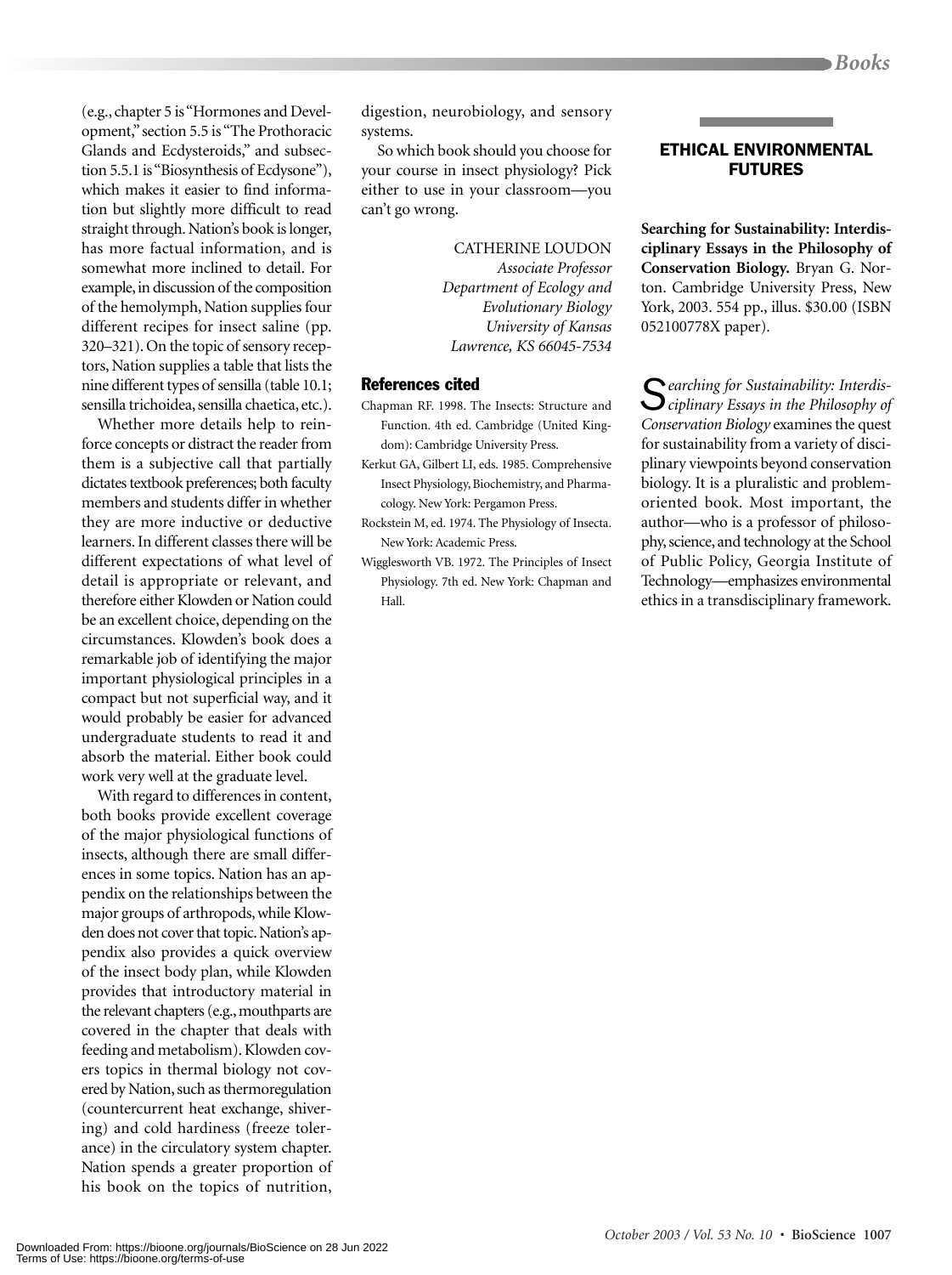(e.g., chapter 5 is "Hormones and Development," section 5.5 is "The Prothoracic Glands and Ecdysteroids," and subsection 5.5.1 is "Biosynthesis of Ecdysone"), which makes it easier to find information but slightly more difficult to read straight through. Nation's book is longer, has more factual information, and is somewhat more inclined to detail. For example, in discussion of the composition of the hemolymph, Nation supplies four different recipes for insect saline (pp. 320–321). On the topic of sensory receptors, Nation supplies a table that lists the nine different types of sensilla (table 10.1; sensilla trichoidea, sensilla chaetica, etc.).

Whether more details help to reinforce concepts or distract the reader from them is a subjective call that partially dictates textbook preferences; both faculty members and students differ in whether they are more inductive or deductive learners. In different classes there will be different expectations of what level of detail is appropriate or relevant, and therefore either Klowden or Nation could be an excellent choice, depending on the circumstances. Klowden's book does a remarkable job of identifying the major important physiological principles in a compact but not superficial way, and it would probably be easier for advanced undergraduate students to read it and absorb the material. Either book could work very well at the graduate level.

With regard to differences in content, both books provide excellent coverage of the major physiological functions of insects, although there are small differences in some topics. Nation has an appendix on the relationships between the major groups of arthropods, while Klowden does not cover that topic. Nation's appendix also provides a quick overview of the insect body plan, while Klowden provides that introductory material in the relevant chapters (e.g., mouthparts are covered in the chapter that deals with feeding and metabolism). Klowden covers topics in thermal biology not covered by Nation, such as thermoregulation (countercurrent heat exchange, shivering) and cold hardiness (freeze tolerance) in the circulatory system chapter. Nation spends a greater proportion of his book on the topics of nutrition, digestion, neurobiology, and sensory systems.

So which book should you choose for your course in insect physiology? Pick either to use in your classroom—you can't go wrong.

CATHERINE LOUDON
*Associate Professor*
*Department of Ecology and Evolutionary Biology*
*University of Kansas*
*Lawrence, KS 66045-7534*

### References cited

Chapman RF. 1998. The Insects: Structure and Function. 4th ed. Cambridge (United Kingdom): Cambridge University Press.

Kerkut GA, Gilbert LI, eds. 1985. Comprehensive Insect Physiology, Biochemistry, and Pharmacology. New York: Pergamon Press.

Rockstein M, ed. 1974. The Physiology of Insecta. New York: Academic Press.

Wigglesworth VB. 1972. The Principles of Insect Physiology. 7th ed. New York: Chapman and Hall.

## ETHICAL ENVIRONMENTAL FUTURES

**Searching for Sustainability: Interdisciplinary Essays in the Philosophy of Conservation Biology.** Bryan G. Norton. Cambridge University Press, New York, 2003. 554 pp., illus. $30.00 (ISBN 052100778X paper).

*Searching for Sustainability: Interdisciplinary Essays in the Philosophy of Conservation Biology* examines the quest for sustainability from a variety of disciplinary viewpoints beyond conservation biology. It is a pluralistic and problem-oriented book. Most important, the author—who is a professor of philosophy, science, and technology at the School of Public Policy, Georgia Institute of Technology—emphasizes environmental ethics in a transdisciplinary framework.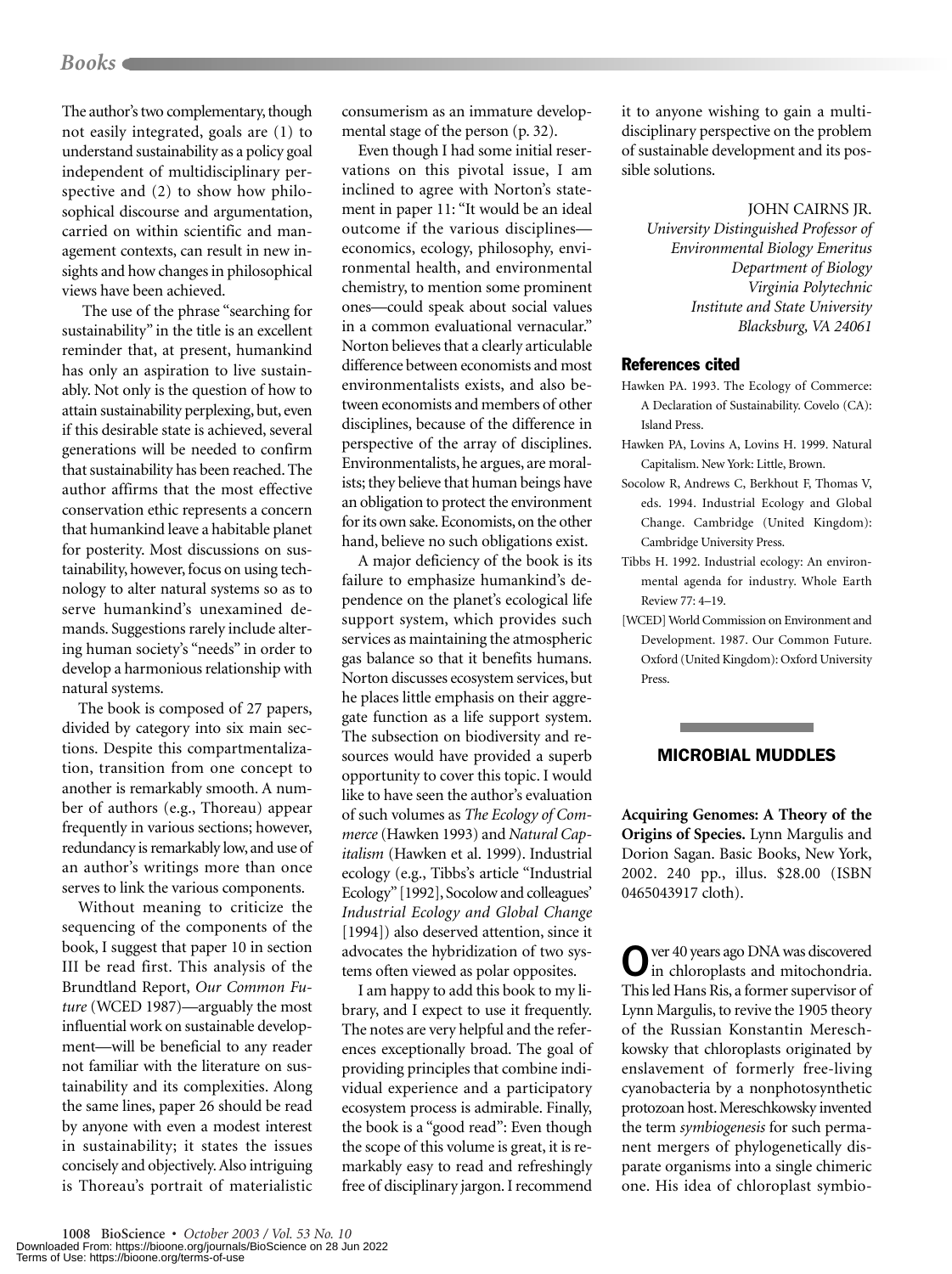The author's two complementary, though not easily integrated, goals are (1) to understand sustainability as a policy goal independent of multidisciplinary perspective and (2) to show how philosophical discourse and argumentation, carried on within scientific and management contexts, can result in new insights and how changes in philosophical views have been achieved.

The use of the phrase "searching for sustainability" in the title is an excellent reminder that, at present, humankind has only an aspiration to live sustainably. Not only is the question of how to attain sustainability perplexing, but, even if this desirable state is achieved, several generations will be needed to confirm that sustainability has been reached. The author affirms that the most effective conservation ethic represents a concern that humankind leave a habitable planet for posterity. Most discussions on sustainability, however, focus on using technology to alter natural systems so as to serve humankind's unexamined demands. Suggestions rarely include altering human society's "needs" in order to develop a harmonious relationship with natural systems.

The book is composed of 27 papers, divided by category into six main sections. Despite this compartmentalization, transition from one concept to another is remarkably smooth. A number of authors (e.g., Thoreau) appear frequently in various sections; however, redundancy is remarkably low, and use of an author's writings more than once serves to link the various components.

Without meaning to criticize the sequencing of the components of the book, I suggest that paper 10 in section III be read first. This analysis of the Brundtland Report, *Our Common Future* (WCED 1987)—arguably the most influential work on sustainable development—will be beneficial to any reader not familiar with the literature on sustainability and its complexities. Along the same lines, paper 26 should be read by anyone with even a modest interest in sustainability; it states the issues concisely and objectively. Also intriguing is Thoreau's portrait of materialistic consumerism as an immature developmental stage of the person (p. 32).

Even though I had some initial reservations on this pivotal issue, I am inclined to agree with Norton's statement in paper 11: "It would be an ideal outcome if the various disciplines—economics, ecology, philosophy, environmental health, and environmental chemistry, to mention some prominent ones—could speak about social values in a common evaluational vernacular." Norton believes that a clearly articulable difference between economists and most environmentalists exists, and also between economists and members of other disciplines, because of the difference in perspective of the array of disciplines. Environmentalists, he argues, are moralists; they believe that human beings have an obligation to protect the environment for its own sake. Economists, on the other hand, believe no such obligations exist.

A major deficiency of the book is its failure to emphasize humankind's dependence on the planet's ecological life support system, which provides such services as maintaining the atmospheric gas balance so that it benefits humans. Norton discusses ecosystem services, but he places little emphasis on their aggregate function as a life support system. The subsection on biodiversity and resources would have provided a superb opportunity to cover this topic. I would like to have seen the author's evaluation of such volumes as *The Ecology of Commerce* (Hawken 1993) and *Natural Capitalism* (Hawken et al. 1999). Industrial ecology (e.g., Tibbs's article "Industrial Ecology" [1992], Socolow and colleagues' *Industrial Ecology and Global Change* [1994]) also deserved attention, since it advocates the hybridization of two systems often viewed as polar opposites.

I am happy to add this book to my library, and I expect to use it frequently. The notes are very helpful and the references exceptionally broad. The goal of providing principles that combine individual experience and a participatory ecosystem process is admirable. Finally, the book is a "good read": Even though the scope of this volume is great, it is remarkably easy to read and refreshingly free of disciplinary jargon. I recommend it to anyone wishing to gain a multidisciplinary perspective on the problem of sustainable development and its possible solutions.

JOHN CAIRNS JR.
*University Distinguished Professor of Environmental Biology Emeritus*
*Department of Biology*
*Virginia Polytechnic Institute and State University*
*Blacksburg, VA 24061*

### References cited

Hawken PA. 1993. The Ecology of Commerce: A Declaration of Sustainability. Covelo (CA): Island Press.

Hawken PA, Lovins A, Lovins H. 1999. Natural Capitalism. New York: Little, Brown.

Socolow R, Andrews C, Berkhout F, Thomas V, eds. 1994. Industrial Ecology and Global Change. Cambridge (United Kingdom): Cambridge University Press.

Tibbs H. 1992. Industrial ecology: An environmental agenda for industry. Whole Earth Review 77: 4–19.

[WCED] World Commission on Environment and Development. 1987. Our Common Future. Oxford (United Kingdom): Oxford University Press.

## MICROBIAL MUDDLES

**Acquiring Genomes: A Theory of the Origins of Species.** Lynn Margulis and Dorion Sagan. Basic Books, New York, 2002. 240 pp., illus. $28.00 (ISBN 0465043917 cloth).

Over 40 years ago DNA was discovered in chloroplasts and mitochondria. This led Hans Ris, a former supervisor of Lynn Margulis, to revive the 1905 theory of the Russian Konstantin Mereschkowsky that chloroplasts originated by enslavement of formerly free-living cyanobacteria by a nonphotosynthetic protozoan host. Mereschkowsky invented the term *symbiogenesis* for such permanent mergers of phylogenetically disparate organisms into a single chimeric one. His idea of chloroplast symbio-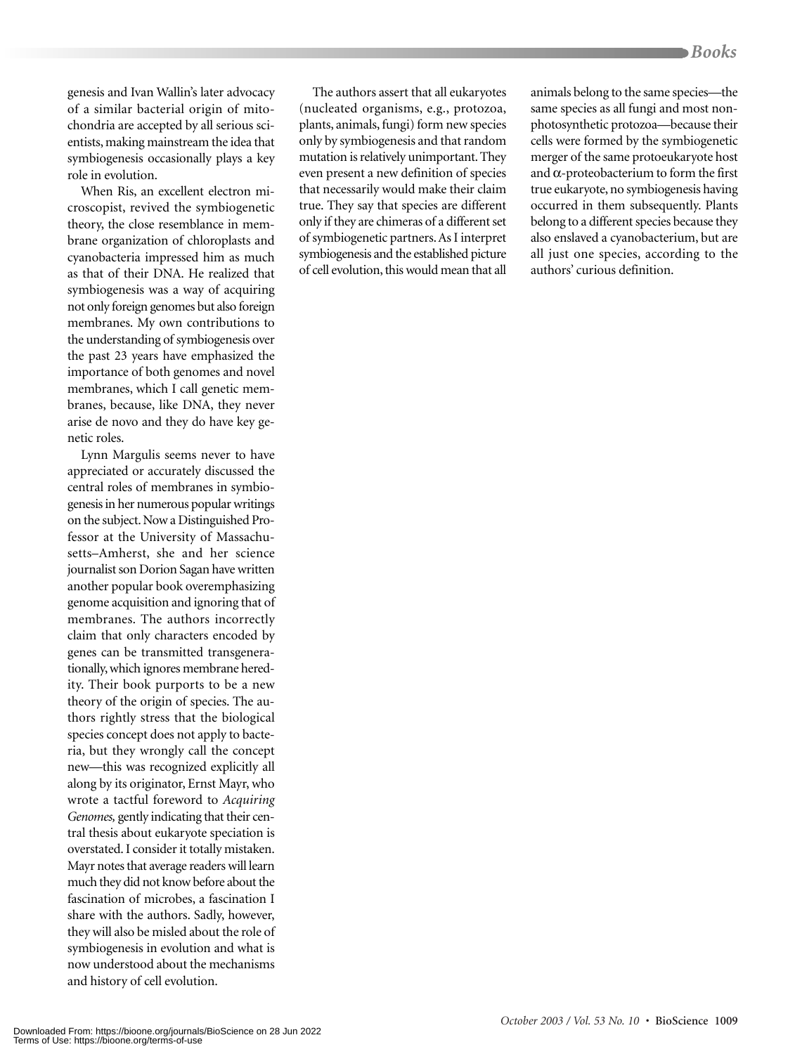genesis and Ivan Wallin's later advocacy of a similar bacterial origin of mitochondria are accepted by all serious scientists, making mainstream the idea that symbiogenesis occasionally plays a key role in evolution.

When Ris, an excellent electron microscopist, revived the symbiogenetic theory, the close resemblance in membrane organization of chloroplasts and cyanobacteria impressed him as much as that of their DNA. He realized that symbiogenesis was a way of acquiring not only foreign genomes but also foreign membranes. My own contributions to the understanding of symbiogenesis over the past 23 years have emphasized the importance of both genomes and novel membranes, which I call genetic membranes, because, like DNA, they never arise de novo and they do have key genetic roles.

Lynn Margulis seems never to have appreciated or accurately discussed the central roles of membranes in symbiogenesis in her numerous popular writings on the subject. Now a Distinguished Professor at the University of Massachusetts–Amherst, she and her science journalist son Dorion Sagan have written another popular book overemphasizing genome acquisition and ignoring that of membranes. The authors incorrectly claim that only characters encoded by genes can be transmitted transgenerationally, which ignores membrane heredity. Their book purports to be a new theory of the origin of species. The authors rightly stress that the biological species concept does not apply to bacteria, but they wrongly call the concept new—this was recognized explicitly all along by its originator, Ernst Mayr, who wrote a tactful foreword to *Acquiring Genomes,* gently indicating that their central thesis about eukaryote speciation is overstated. I consider it totally mistaken. Mayr notes that average readers will learn much they did not know before about the fascination of microbes, a fascination I share with the authors. Sadly, however, they will also be misled about the role of symbiogenesis in evolution and what is now understood about the mechanisms and history of cell evolution.

The authors assert that all eukaryotes (nucleated organisms, e.g., protozoa, plants, animals, fungi) form new species only by symbiogenesis and that random mutation is relatively unimportant. They even present a new definition of species that necessarily would make their claim true. They say that species are different only if they are chimeras of a different set of symbiogenetic partners. As I interpret symbiogenesis and the established picture of cell evolution, this would mean that all animals belong to the same species—the same species as all fungi and most nonphotosynthetic protozoa—because their cells were formed by the symbiogenetic merger of the same protoeukaryote host and $\alpha$-proteobacterium to form the first true eukaryote, no symbiogenesis having occurred in them subsequently. Plants belong to a different species because they also enslaved a cyanobacterium, but are all just one species, according to the authors' curious definition.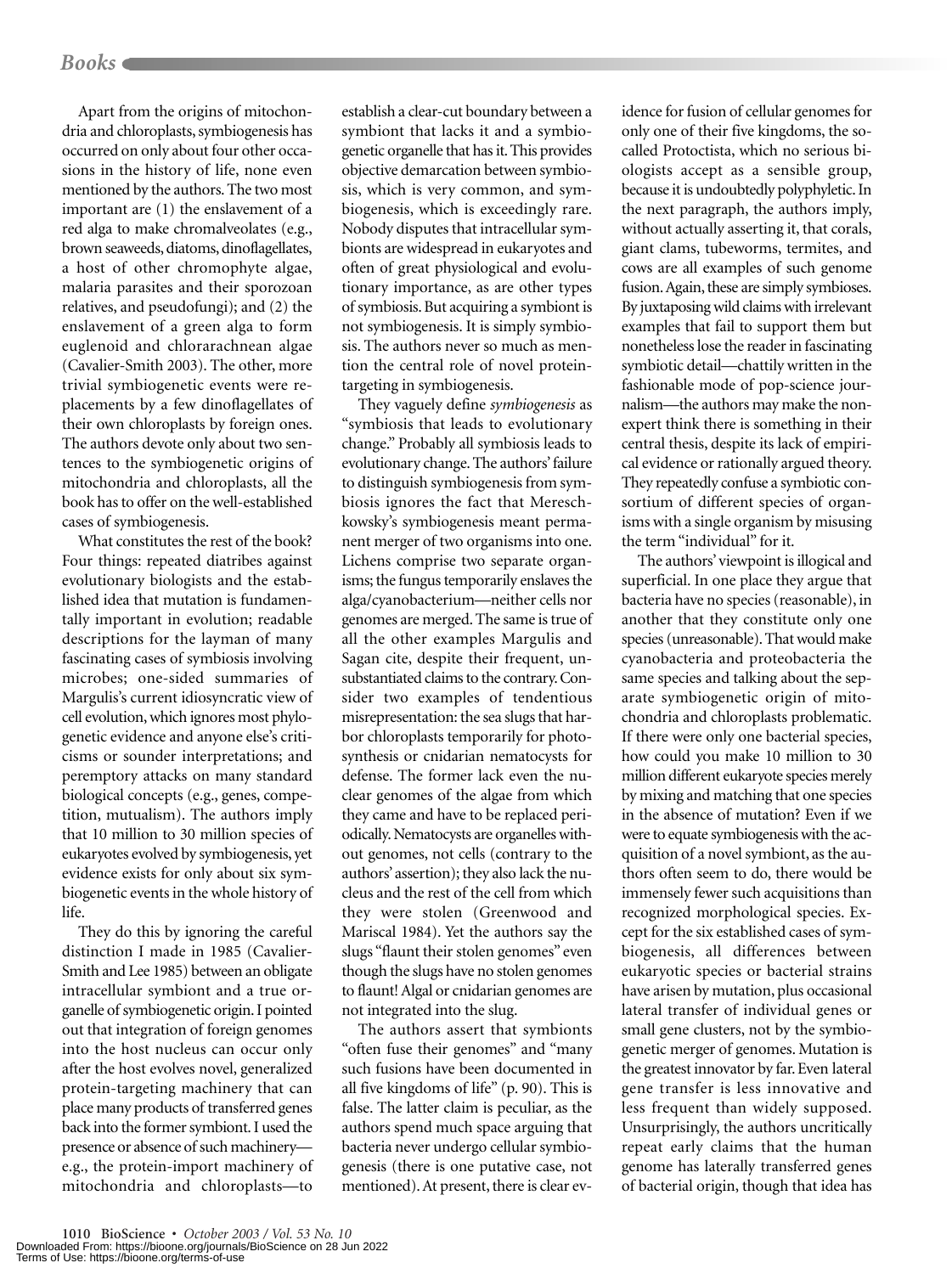Apart from the origins of mitochondria and chloroplasts, symbiogenesis has occurred on only about four other occasions in the history of life, none even mentioned by the authors. The two most important are (1) the enslavement of a red alga to make chromalveolates (e.g., brown seaweeds, diatoms, dinoflagellates, a host of other chromophyte algae, malaria parasites and their sporozoan relatives, and pseudofungi); and (2) the enslavement of a green alga to form euglenoid and chlorarachnean algae (Cavalier-Smith 2003). The other, more trivial symbiogenetic events were replacements by a few dinoflagellates of their own chloroplasts by foreign ones. The authors devote only about two sentences to the symbiogenetic origins of mitochondria and chloroplasts, all the book has to offer on the well-established cases of symbiogenesis.

What constitutes the rest of the book? Four things: repeated diatribes against evolutionary biologists and the established idea that mutation is fundamentally important in evolution; readable descriptions for the layman of many fascinating cases of symbiosis involving microbes; one-sided summaries of Margulis's current idiosyncratic view of cell evolution, which ignores most phylogenetic evidence and anyone else's criticisms or sounder interpretations; and peremptory attacks on many standard biological concepts (e.g., genes, competition, mutualism). The authors imply that 10 million to 30 million species of eukaryotes evolved by symbiogenesis, yet evidence exists for only about six symbiogenetic events in the whole history of life.

They do this by ignoring the careful distinction I made in 1985 (Cavalier-Smith and Lee 1985) between an obligate intracellular symbiont and a true organelle of symbiogenetic origin. I pointed out that integration of foreign genomes into the host nucleus can occur only after the host evolves novel, generalized protein-targeting machinery that can place many products of transferred genes back into the former symbiont. I used the presence or absence of such machinery—e.g., the protein-import machinery of mitochondria and chloroplasts—to establish a clear-cut boundary between a symbiont that lacks it and a symbiogenetic organelle that has it. This provides objective demarcation between symbiosis, which is very common, and symbiogenesis, which is exceedingly rare. Nobody disputes that intracellular symbionts are widespread in eukaryotes and often of great physiological and evolutionary importance, as are other types of symbiosis. But acquiring a symbiont is not symbiogenesis. It is simply symbiosis. The authors never so much as mention the central role of novel protein-targeting in symbiogenesis.

They vaguely define *symbiogenesis* as "symbiosis that leads to evolutionary change." Probably all symbiosis leads to evolutionary change. The authors' failure to distinguish symbiogenesis from symbiosis ignores the fact that Mereschkowsky's symbiogenesis meant permanent merger of two organisms into one. Lichens comprise two separate organisms; the fungus temporarily enslaves the alga/cyanobacterium—neither cells nor genomes are merged. The same is true of all the other examples Margulis and Sagan cite, despite their frequent, unsubstantiated claims to the contrary. Consider two examples of tendentious misrepresentation: the sea slugs that harbor chloroplasts temporarily for photosynthesis or cnidarian nematocysts for defense. The former lack even the nuclear genomes of the algae from which they came and have to be replaced periodically. Nematocysts are organelles without genomes, not cells (contrary to the authors' assertion); they also lack the nucleus and the rest of the cell from which they were stolen (Greenwood and Mariscal 1984). Yet the authors say the slugs "flaunt their stolen genomes" even though the slugs have no stolen genomes to flaunt! Algal or cnidarian genomes are not integrated into the slug.

The authors assert that symbionts "often fuse their genomes" and "many such fusions have been documented in all five kingdoms of life" (p. 90). This is false. The latter claim is peculiar, as the authors spend much space arguing that bacteria never undergo cellular symbiogenesis (there is one putative case, not mentioned). At present, there is clear evidence for fusion of cellular genomes for only one of their five kingdoms, the so-called Protoctista, which no serious biologists accept as a sensible group, because it is undoubtedly polyphyletic. In the next paragraph, the authors imply, without actually asserting it, that corals, giant clams, tubeworms, termites, and cows are all examples of such genome fusion. Again, these are simply symbioses. By juxtaposing wild claims with irrelevant examples that fail to support them but nonetheless lose the reader in fascinating symbiotic detail—chattily written in the fashionable mode of pop-science journalism—the authors may make the nonexpert think there is something in their central thesis, despite its lack of empirical evidence or rationally argued theory. They repeatedly confuse a symbiotic consortium of different species of organisms with a single organism by misusing the term "individual" for it.

The authors' viewpoint is illogical and superficial. In one place they argue that bacteria have no species (reasonable), in another that they constitute only one species (unreasonable). That would make cyanobacteria and proteobacteria the same species and talking about the separate symbiogenetic origin of mitochondria and chloroplasts problematic. If there were only one bacterial species, how could you make 10 million to 30 million different eukaryote species merely by mixing and matching that one species in the absence of mutation? Even if we were to equate symbiogenesis with the acquisition of a novel symbiont, as the authors often seem to do, there would be immensely fewer such acquisitions than recognized morphological species. Except for the six established cases of symbiogenesis, all differences between eukaryotic species or bacterial strains have arisen by mutation, plus occasional lateral transfer of individual genes or small gene clusters, not by the symbiogenetic merger of genomes. Mutation is the greatest innovator by far. Even lateral gene transfer is less innovative and less frequent than widely supposed. Unsurprisingly, the authors uncritically repeat early claims that the human genome has laterally transferred genes of bacterial origin, though that idea has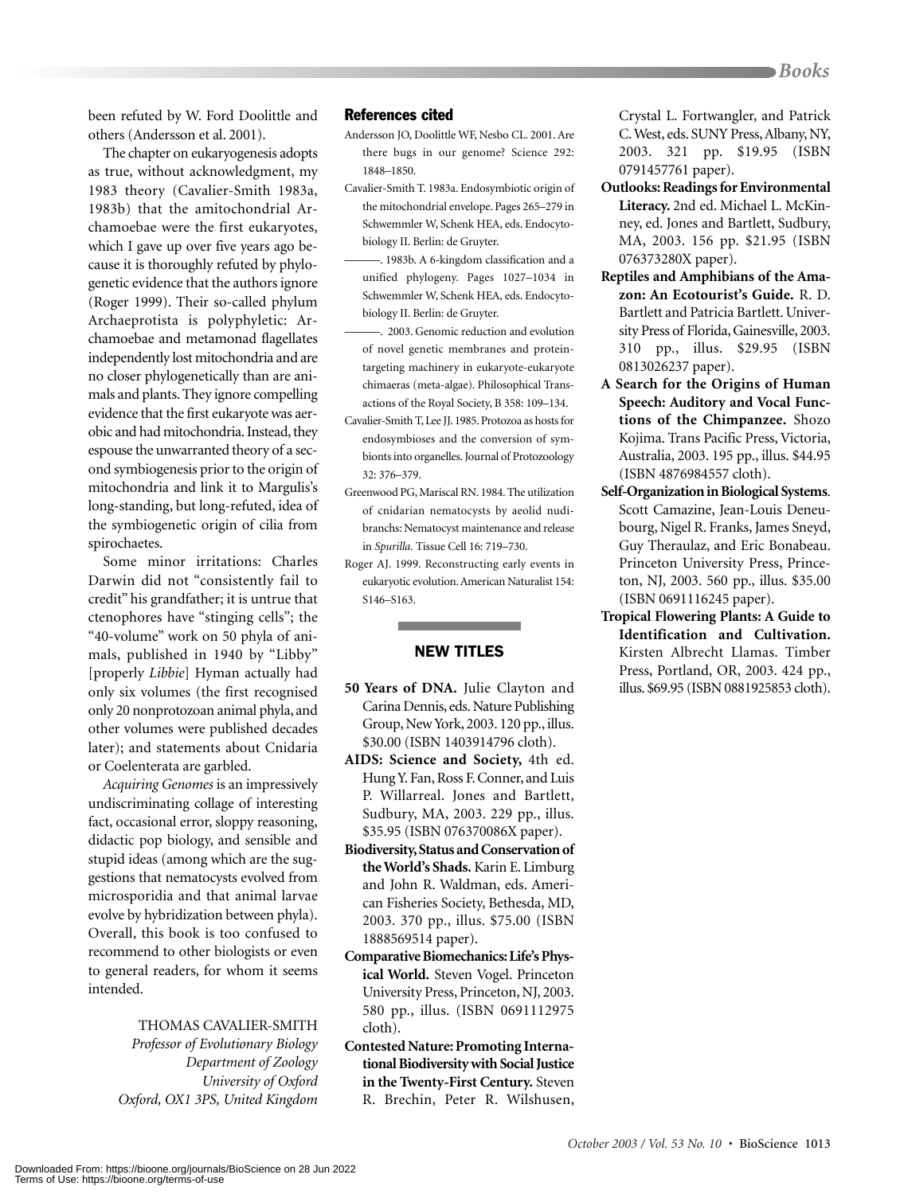been refuted by W. Ford Doolittle and others (Andersson et al. 2001).

The chapter on eukaryogenesis adopts as true, without acknowledgment, my 1983 theory (Cavalier-Smith 1983a, 1983b) that the amitochondrial Archamoebae were the first eukaryotes, which I gave up over five years ago because it is thoroughly refuted by phylogenetic evidence that the authors ignore (Roger 1999). Their so-called phylum Archaeprotista is polyphyletic: Archamoebae and metamonad flagellates independently lost mitochondria and are no closer phylogenetically than are animals and plants. They ignore compelling evidence that the first eukaryote was aerobic and had mitochondria. Instead, they espouse the unwarranted theory of a second symbiogenesis prior to the origin of mitochondria and link it to Margulis's long-standing, but long-refuted, idea of the symbiogenetic origin of cilia from spirochaetes.

Some minor irritations: Charles Darwin did not "consistently fail to credit" his grandfather; it is untrue that ctenophores have "stinging cells"; the "40-volume" work on 50 phyla of animals, published in 1940 by "Libby" [properly *Libbie*] Hyman actually had only six volumes (the first recognised only 20 nonprotozoan animal phyla, and other volumes were published decades later); and statements about Cnidaria or Coelenterata are garbled.

*Acquiring Genomes* is an impressively undiscriminating collage of interesting fact, occasional error, sloppy reasoning, didactic pop biology, and sensible and stupid ideas (among which are the suggestions that nematocysts evolved from microsporidia and that animal larvae evolve by hybridization between phyla). Overall, this book is too confused to recommend to other biologists or even to general readers, for whom it seems intended.

THOMAS CAVALIER-SMITH
*Professor of Evolutionary Biology*
*Department of Zoology*
*University of Oxford*
*Oxford, OX1 3PS, United Kingdom*

## References cited

Andersson JO, Doolittle WF, Nesbo CL. 2001. Are there bugs in our genome? Science 292: 1848–1850.

Cavalier-Smith T. 1983a. Endosymbiotic origin of the mitochondrial envelope. Pages 265–279 in Schwemmler W, Schenk HEA, eds. Endocytobiology II. Berlin: de Gruyter.

———. 1983b. A 6-kingdom classification and a unified phylogeny. Pages 1027–1034 in Schwemmler W, Schenk HEA, eds. Endocytobiology II. Berlin: de Gruyter.

———. 2003. Genomic reduction and evolution of novel genetic membranes and protein-targeting machinery in eukaryote-eukaryote chimaeras (meta-algae). Philosophical Transactions of the Royal Society, B 358: 109–134.

Cavalier-Smith T, Lee JJ. 1985. Protozoa as hosts for endosymbioses and the conversion of symbionts into organelles. Journal of Protozoology 32: 376–379.

Greenwood PG, Mariscal RN. 1984. The utilization of cnidarian nematocysts by aeolid nudibranchs: Nematocyst maintenance and release in *Spurilla.* Tissue Cell 16: 719–730.

Roger AJ. 1999. Reconstructing early events in eukaryotic evolution. American Naturalist 154: S146–S163.

## NEW TITLES

**50 Years of DNA.** Julie Clayton and Carina Dennis, eds. Nature Publishing Group, New York, 2003. 120 pp., illus. $30.00 (ISBN 1403914796 cloth).

**AIDS: Science and Society,** 4th ed. Hung Y. Fan, Ross F. Conner, and Luis P. Willarreal. Jones and Bartlett, Sudbury, MA, 2003. 229 pp., illus. $35.95 (ISBN 076370086X paper).

**Biodiversity, Status and Conservation of the World's Shads.** Karin E. Limburg and John R. Waldman, eds. American Fisheries Society, Bethesda, MD, 2003. 370 pp., illus. $75.00 (ISBN 1888569514 paper).

**Comparative Biomechanics: Life's Physical World.** Steven Vogel. Princeton University Press, Princeton, NJ, 2003. 580 pp., illus. (ISBN 0691112975 cloth).

**Contested Nature: Promoting International Biodiversity with Social Justice in the Twenty-First Century.** Steven R. Brechin, Peter R. Wilshusen, Crystal L. Fortwangler, and Patrick C. West, eds. SUNY Press, Albany, NY, 2003. 321 pp. $19.95 (ISBN 0791457761 paper).

**Outlooks: Readings for Environmental Literacy.** 2nd ed. Michael L. McKinney, ed. Jones and Bartlett, Sudbury, MA, 2003. 156 pp. $21.95 (ISBN 076373280X paper).

**Reptiles and Amphibians of the Amazon: An Ecotourist's Guide.** R. D. Bartlett and Patricia Bartlett. University Press of Florida, Gainesville, 2003. 310 pp., illus. $29.95 (ISBN 0813026237 paper).

**A Search for the Origins of Human Speech: Auditory and Vocal Functions of the Chimpanzee.** Shozo Kojima. Trans Pacific Press, Victoria, Australia, 2003. 195 pp., illus. $44.95 (ISBN 4876984557 cloth).

**Self-Organization in Biological Systems**. Scott Camazine, Jean-Louis Deneubourg, Nigel R. Franks, James Sneyd, Guy Theraulaz, and Eric Bonabeau. Princeton University Press, Princeton, NJ, 2003. 560 pp., illus. $35.00 (ISBN 0691116245 paper).

**Tropical Flowering Plants: A Guide to Identification and Cultivation.** Kirsten Albrecht Llamas. Timber Press, Portland, OR, 2003. 424 pp., illus. $69.95 (ISBN 0881925853 cloth).